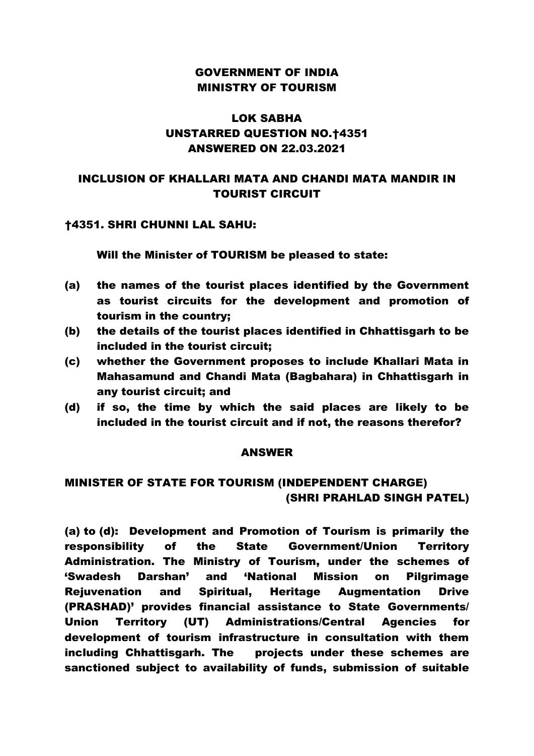**GOVERNMENT OF INDIA**
**MINISTRY OF TOURISM**

**LOK SABHA**
**UNSTARRED QUESTION NO.†4351**
**ANSWERED ON 22.03.2021**

**INCLUSION OF KHALLARI MATA AND CHANDI MATA MANDIR IN TOURIST CIRCUIT**

**†4351. SHRI CHUNNI LAL SAHU:**

**Will the Minister of TOURISM be pleased to state:**

**(a)** **the names of the tourist places identified by the Government as tourist circuits for the development and promotion of tourism in the country;**

**(b)** **the details of the tourist places identified in Chhattisgarh to be included in the tourist circuit;**

**(c)** **whether the Government proposes to include Khallari Mata in Mahasamund and Chandi Mata (Bagbahara) in Chhattisgarh in any tourist circuit; and**

**(d)** **if so, the time by which the said places are likely to be included in the tourist circuit and if not, the reasons therefor?**

**ANSWER**

**MINISTER OF STATE FOR TOURISM (INDEPENDENT CHARGE)**
**(SHRI PRAHLAD SINGH PATEL)**

**(a) to (d): Development and Promotion of Tourism is primarily the responsibility of the State Government/Union Territory Administration. The Ministry of Tourism, under the schemes of 'Swadesh Darshan' and 'National Mission on Pilgrimage Rejuvenation and Spiritual, Heritage Augmentation Drive (PRASHAD)' provides financial assistance to State Governments/ Union Territory (UT) Administrations/Central Agencies for development of tourism infrastructure in consultation with them including Chhattisgarh. The projects under these schemes are sanctioned subject to availability of funds, submission of suitable**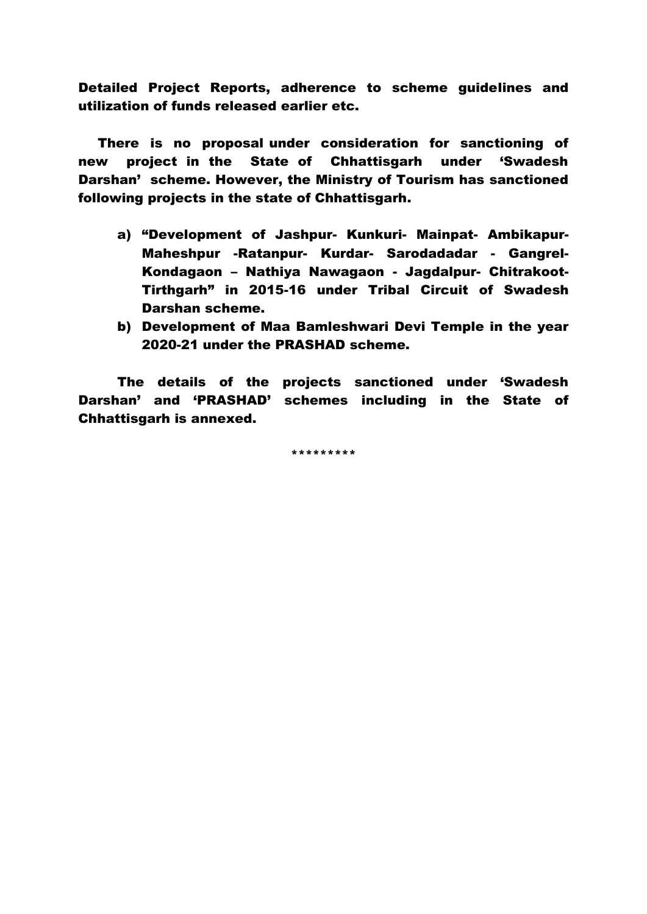**Detailed Project Reports, adherence to scheme guidelines and utilization of funds released earlier etc.**

**There is no proposal under consideration for sanctioning of new project in the State of Chhattisgarh under 'Swadesh Darshan' scheme. However, the Ministry of Tourism has sanctioned following projects in the state of Chhattisgarh.**

a) **"Development of Jashpur- Kunkuri- Mainpat- Ambikapur- Maheshpur -Ratanpur- Kurdar- Sarodadadar - Gangrel- Kondagaon – Nathiya Nawagaon - Jagdalpur- Chitrakoot- Tirthgarh" in 2015-16 under Tribal Circuit of Swadesh Darshan scheme.**
b) **Development of Maa Bamleshwari Devi Temple in the year 2020-21 under the PRASHAD scheme.**

**The details of the projects sanctioned under 'Swadesh Darshan' and 'PRASHAD' schemes including in the State of Chhattisgarh is annexed.**

\*\*\*\*\*\*\*\*\*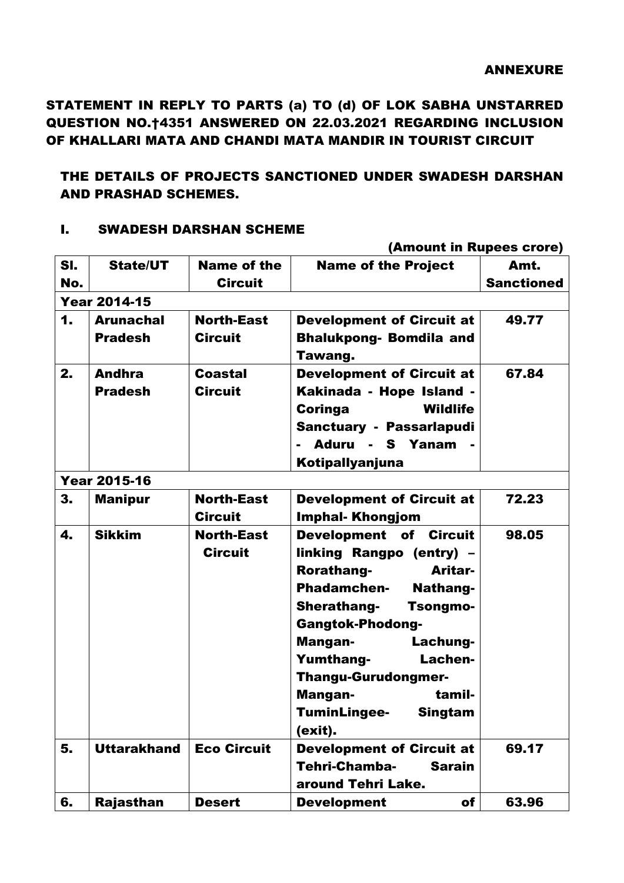**ANNEXURE**

## STATEMENT IN REPLY TO PARTS (a) TO (d) OF LOK SABHA UNSTARRED QUESTION NO.†4351 ANSWERED ON 22.03.2021 REGARDING INCLUSION OF KHALLARI MATA AND CHANDI MATA MANDIR IN TOURIST CIRCUIT

### THE DETAILS OF PROJECTS SANCTIONED UNDER SWADESH DARSHAN AND PRASHAD SCHEMES.

### I. SWADESH DARSHAN SCHEME

(Amount in Rupees crore)

| Sl. No. | State/UT | Name of the Circuit | Name of the Project | Amt. Sanctioned |
|---|---|---|---|---|
| **Year 2014-15** | | | | |
| 1. | Arunachal Pradesh | North-East Circuit | Development of Circuit at Bhalukpong- Bomdila and Tawang. | 49.77 |
| 2. | Andhra Pradesh | Coastal Circuit | Development of Circuit at Kakinada - Hope Island - Coringa Wildlife Sanctuary - Passarlapudi - Aduru - S Yanam - Kotipallyanjuna | 67.84 |
| **Year 2015-16** | | | | |
| 3. | Manipur | North-East Circuit | Development of Circuit at Imphal- Khongjom | 72.23 |
| 4. | Sikkim | North-East Circuit | Development of Circuit linking Rangpo (entry) – Rorathang- Aritar- Phadamchen- Nathang- Sherathang- Tsongmo- Gangtok-Phodong- Mangan- Lachung- Yumthang- Lachen- Thangu-Gurudongmer- Mangan- tamil- TuminLingee- Singtam (exit). | 98.05 |
| 5. | Uttarakhand | Eco Circuit | Development of Circuit at Tehri-Chamba- Sarain around Tehri Lake. | 69.17 |
| 6. | Rajasthan | Desert | Development of | 63.96 |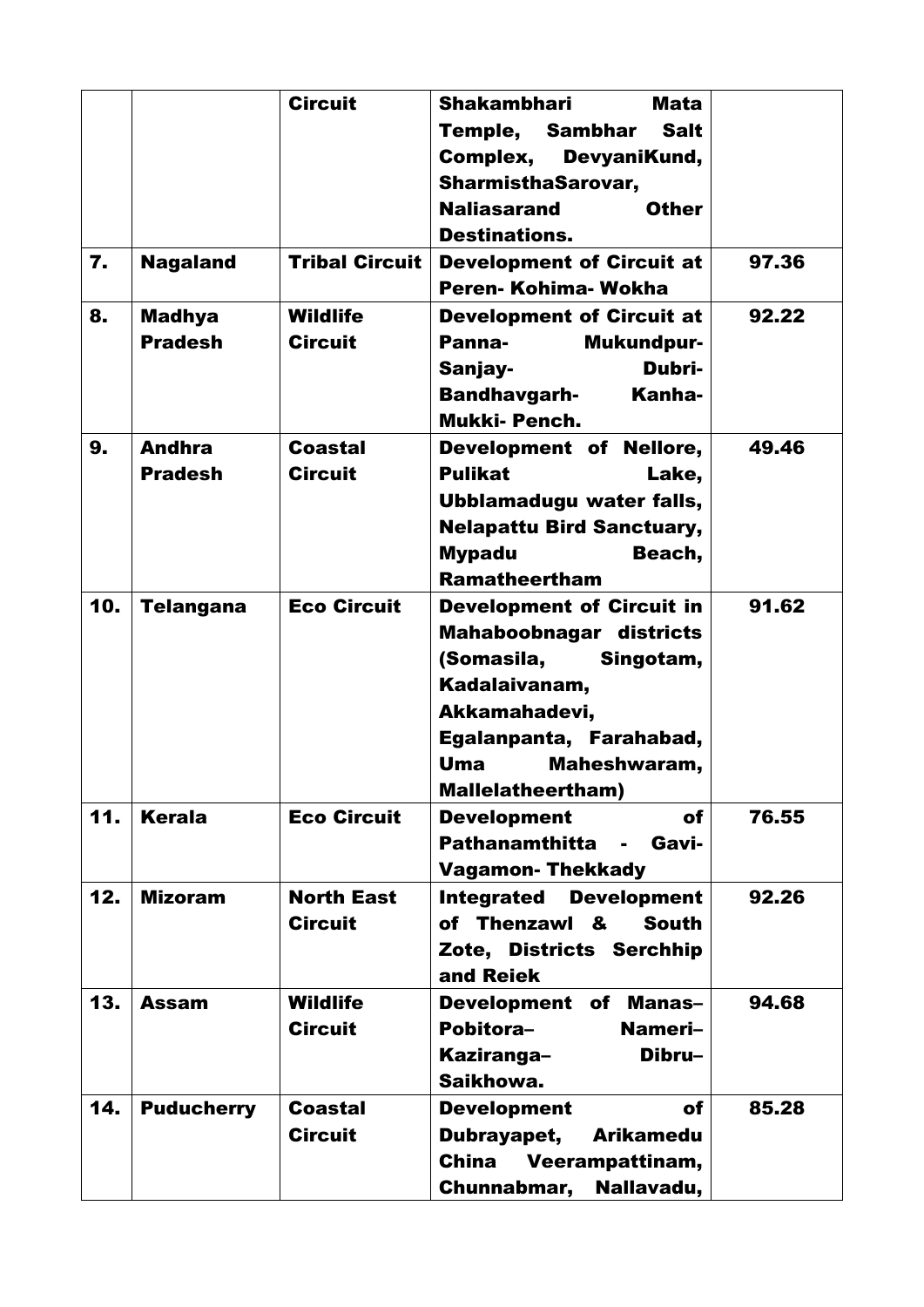| | | Circuit | Shakambhari Mata Temple, Sambhar Salt Complex, DevyaniKund, SharmisthaSarovar, Naliasarand Other Destinations. | |
|---|---|---|---|---|
| 7. | Nagaland | Tribal Circuit | Development of Circuit at Peren- Kohima- Wokha | 97.36 |
| 8. | Madhya Pradesh | Wildlife Circuit | Development of Circuit at Panna- Mukundpur- Sanjay- Dubri- Bandhavgarh- Kanha- Mukki- Pench. | 92.22 |
| 9. | Andhra Pradesh | Coastal Circuit | Development of Nellore, Pulikat Lake, Ubblamadugu water falls, Nelapattu Bird Sanctuary, Mypadu Beach, Ramatheertham | 49.46 |
| 10. | Telangana | Eco Circuit | Development of Circuit in Mahaboobnagar districts (Somasila, Singotam, Kadalaivanam, Akkamahadevi, Egalanpanta, Farahabad, Uma Maheshwaram, Mallelatheertham) | 91.62 |
| 11. | Kerala | Eco Circuit | Development of Pathanamthitta - Gavi- Vagamon- Thekkady | 76.55 |
| 12. | Mizoram | North East Circuit | Integrated Development of Thenzawl & South Zote, Districts Serchhip and Reiek | 92.26 |
| 13. | Assam | Wildlife Circuit | Development of Manas– Pobitora– Nameri– Kaziranga– Dibru– Saikhowa. | 94.68 |
| 14. | Puducherry | Coastal Circuit | Development of Dubrayapet, Arikamedu China Veerampattinam, Chunnabmar, Nallavadu, | 85.28 |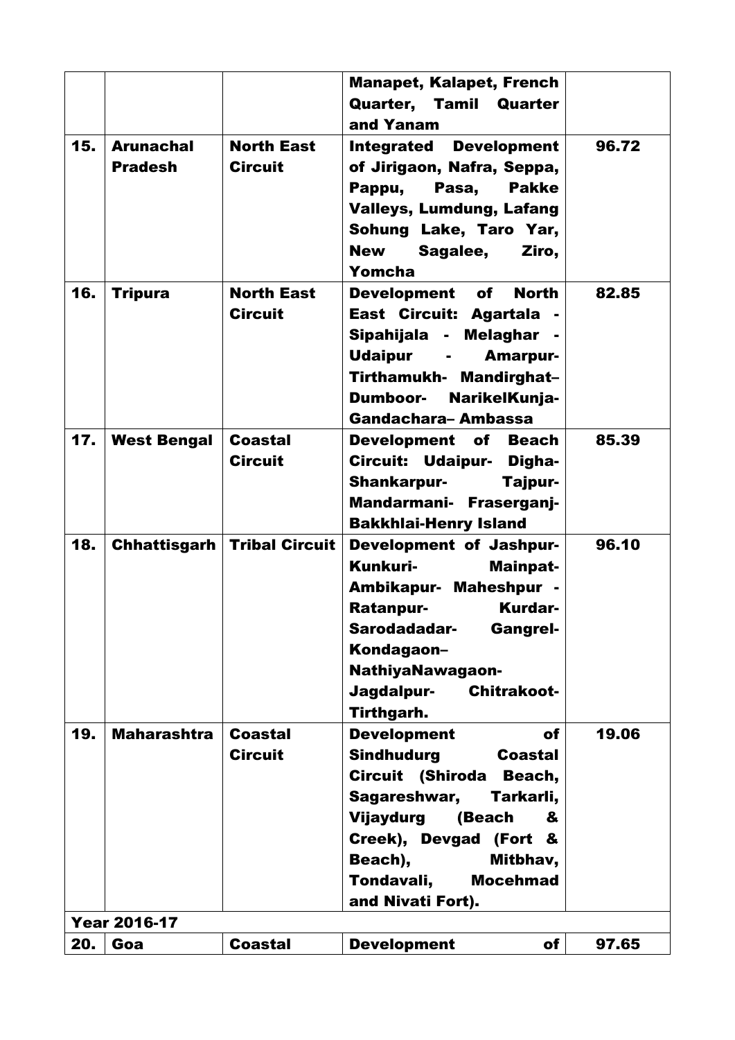| | | | | |
|---|---|---|---|---|
| | | | **Manapet, Kalapet, French Quarter, Tamil Quarter and Yanam** | |
| **15.** | **Arunachal Pradesh** | **North East Circuit** | **Integrated Development of Jirigaon, Nafra, Seppa, Pappu, Pasa, Pakke Valleys, Lumdung, Lafang Sohung Lake, Taro Yar, New Sagalee, Ziro, Yomcha** | **96.72** |
| **16.** | **Tripura** | **North East Circuit** | **Development of North East Circuit: Agartala - Sipahijala - Melaghar - Udaipur - Amarpur- Tirthamukh- Mandirghat– Dumboor- NarikelKunja- Gandachara– Ambassa** | **82.85** |
| **17.** | **West Bengal** | **Coastal Circuit** | **Development of Beach Circuit: Udaipur- Digha- Shankarpur- Tajpur- Mandarmani- Fraserganj- Bakkhlai-Henry Island** | **85.39** |
| **18.** | **Chhattisgarh** | **Tribal Circuit** | **Development of Jashpur- Kunkuri- Mainpat- Ambikapur- Maheshpur - Ratanpur- Kurdar- Sarodadadar- Gangrel- Kondagaon– NathiyaNawagaon- Jagdalpur- Chitrakoot- Tirthgarh.** | **96.10** |
| **19.** | **Maharashtra** | **Coastal Circuit** | **Development of Sindhudurg Coastal Circuit (Shiroda Beach, Sagareshwar, Tarkarli, Vijaydurg (Beach & Creek), Devgad (Fort & Beach), Mitbhav, Tondavali, Mocehmad and Nivati Fort).** | **19.06** |
| **Year 2016-17** | | | | |
| **20.** | **Goa** | **Coastal** | **Development of** | **97.65** |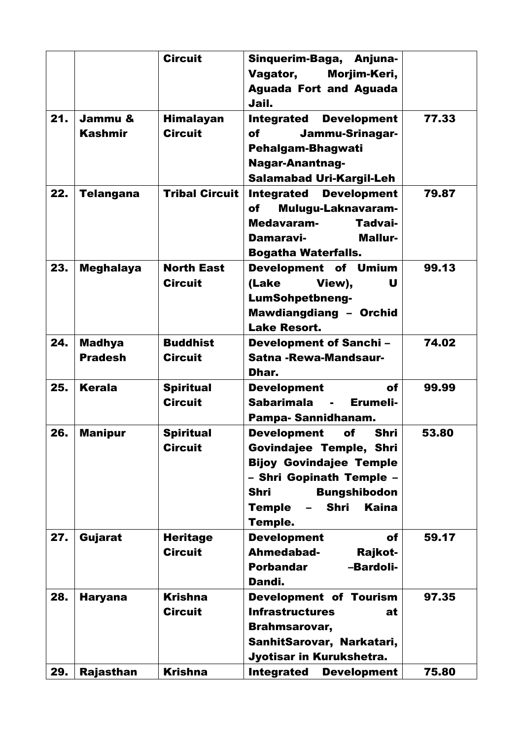|  |  | Circuit | Sinquerim-Baga, Anjuna-Vagator, Morjim-Keri, Aguada Fort and Aguada Jail. |  |
|---|---|---|---|---|
| 21. | Jammu & Kashmir | Himalayan Circuit | Integrated Development of Jammu-Srinagar-Pehalgam-Bhagwati Nagar-Anantnag-Salamabad Uri-Kargil-Leh | 77.33 |
| 22. | Telangana | Tribal Circuit | Integrated Development of Mulugu-Laknavaram-Medavaram- Tadvai-Damaravi- Mallur-Bogatha Waterfalls. | 79.87 |
| 23. | Meghalaya | North East Circuit | Development of Umium (Lake View), U LumSohpetbneng-Mawdiangdiang – Orchid Lake Resort. | 99.13 |
| 24. | Madhya Pradesh | Buddhist Circuit | Development of Sanchi – Satna -Rewa-Mandsaur-Dhar. | 74.02 |
| 25. | Kerala | Spiritual Circuit | Development of Sabarimala - Erumeli-Pampa- Sannidhanam. | 99.99 |
| 26. | Manipur | Spiritual Circuit | Development of Shri Govindajee Temple, Shri Bijoy Govindajee Temple – Shri Gopinath Temple – Shri Bungshibodon Temple – Shri Kaina Temple. | 53.80 |
| 27. | Gujarat | Heritage Circuit | Development of Ahmedabad- Rajkot-Porbandar –Bardoli-Dandi. | 59.17 |
| 28. | Haryana | Krishna Circuit | Development of Tourism Infrastructures at Brahmsarovar, SanhitSarovar, Narkatari, Jyotisar in Kurukshetra. | 97.35 |
| 29. | Rajasthan | Krishna | Integrated Development | 75.80 |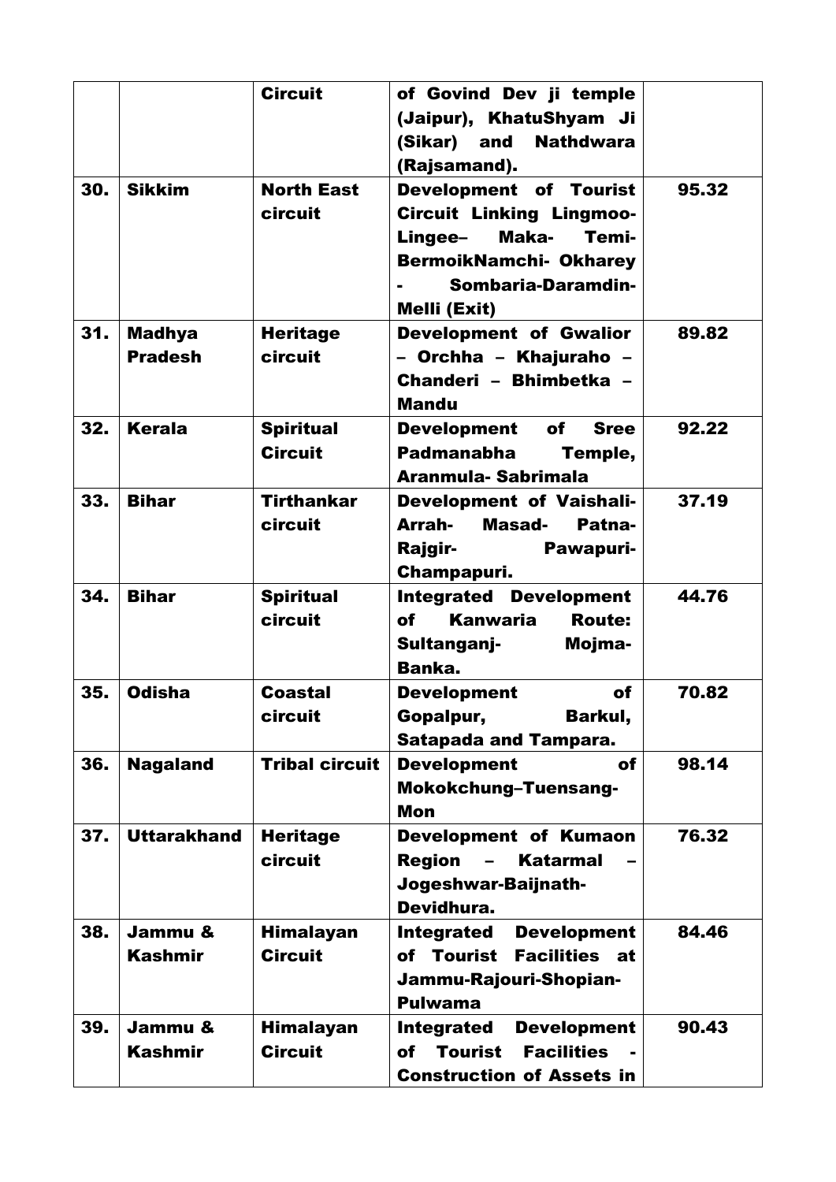|  |  | Circuit | of Govind Dev ji temple (Jaipur), KhatuShyam Ji (Sikar) and Nathdwara (Rajsamand). |  |
|---|---|---|---|---|
| 30. | Sikkim | North East circuit | Development of Tourist Circuit Linking Lingmoo-Lingee– Maka- Temi- BermoikNamchi- Okharey - Sombaria-Daramdin-Melli (Exit) | 95.32 |
| 31. | Madhya Pradesh | Heritage circuit | Development of Gwalior – Orchha – Khajuraho – Chanderi – Bhimbetka – Mandu | 89.82 |
| 32. | Kerala | Spiritual Circuit | Development of Sree Padmanabha Temple, Aranmula- Sabrimala | 92.22 |
| 33. | Bihar | Tirthankar circuit | Development of Vaishali-Arrah- Masad- Patna-Rajgir- Pawapuri-Champapuri. | 37.19 |
| 34. | Bihar | Spiritual circuit | Integrated Development of Kanwaria Route: Sultanganj- Mojma-Banka. | 44.76 |
| 35. | Odisha | Coastal circuit | Development of Gopalpur, Barkul, Satapada and Tampara. | 70.82 |
| 36. | Nagaland | Tribal circuit | Development of Mokokchung–Tuensang-Mon | 98.14 |
| 37. | Uttarakhand | Heritage circuit | Development of Kumaon Region – Katarmal – Jogeshwar-Baijnath-Devidhura. | 76.32 |
| 38. | Jammu & Kashmir | Himalayan Circuit | Integrated Development of Tourist Facilities at Jammu-Rajouri-Shopian-Pulwama | 84.46 |
| 39. | Jammu & Kashmir | Himalayan Circuit | Integrated Development of Tourist Facilities - Construction of Assets in | 90.43 |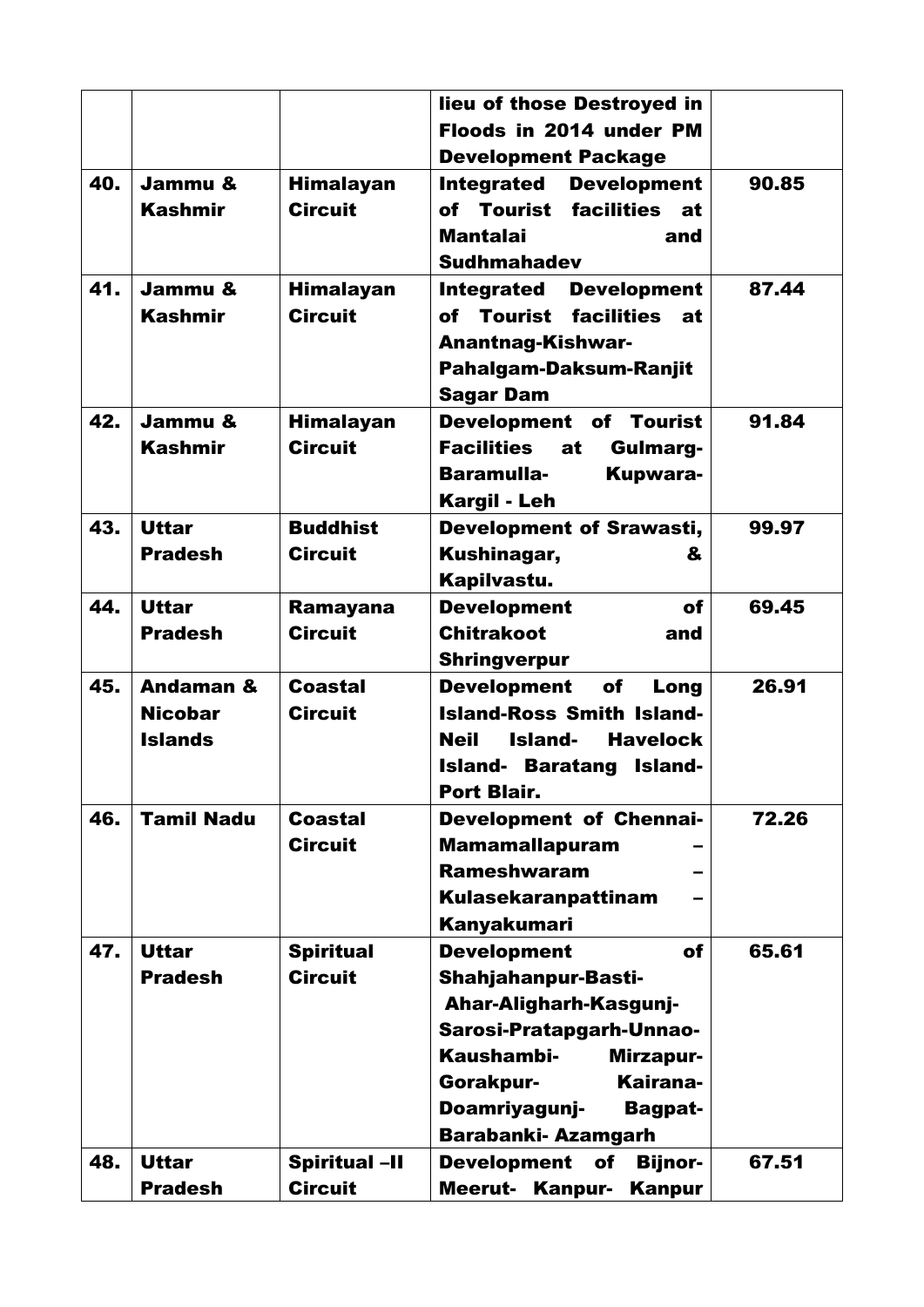| | | | lieu of those Destroyed in Floods in 2014 under PM Development Package | |
|---|---|---|---|---|
| **40.** | **Jammu & Kashmir** | **Himalayan Circuit** | **Integrated Development of Tourist facilities at Mantalai and Sudhmahadev** | **90.85** |
| **41.** | **Jammu & Kashmir** | **Himalayan Circuit** | **Integrated Development of Tourist facilities at Anantnag-Kishwar-Pahalgam-Daksum-Ranjit Sagar Dam** | **87.44** |
| **42.** | **Jammu & Kashmir** | **Himalayan Circuit** | **Development of Tourist Facilities at Gulmarg-Baramulla- Kupwara-Kargil - Leh** | **91.84** |
| **43.** | **Uttar Pradesh** | **Buddhist Circuit** | **Development of Srawasti, Kushinagar, & Kapilvastu.** | **99.97** |
| **44.** | **Uttar Pradesh** | **Ramayana Circuit** | **Development of Chitrakoot and Shringverpur** | **69.45** |
| **45.** | **Andaman & Nicobar Islands** | **Coastal Circuit** | **Development of Long Island-Ross Smith Island-Neil Island- Havelock Island- Baratang Island-Port Blair.** | **26.91** |
| **46.** | **Tamil Nadu** | **Coastal Circuit** | **Development of Chennai-Mamamallapuram – Rameshwaram – Kulasekaranpattinam – Kanyakumari** | **72.26** |
| **47.** | **Uttar Pradesh** | **Spiritual Circuit** | **Development of Shahjahanpur-Basti- Ahar-Aligharh-Kasgunj-Sarosi-Pratapgarh-Unnao-Kaushambi- Mirzapur-Gorakpur- Kairana-Doamriyagunj- Bagpat-Barabanki- Azamgarh** | **65.61** |
| **48.** | **Uttar Pradesh** | **Spiritual –II Circuit** | **Development of Bijnor-Meerut- Kanpur- Kanpur** | **67.51** |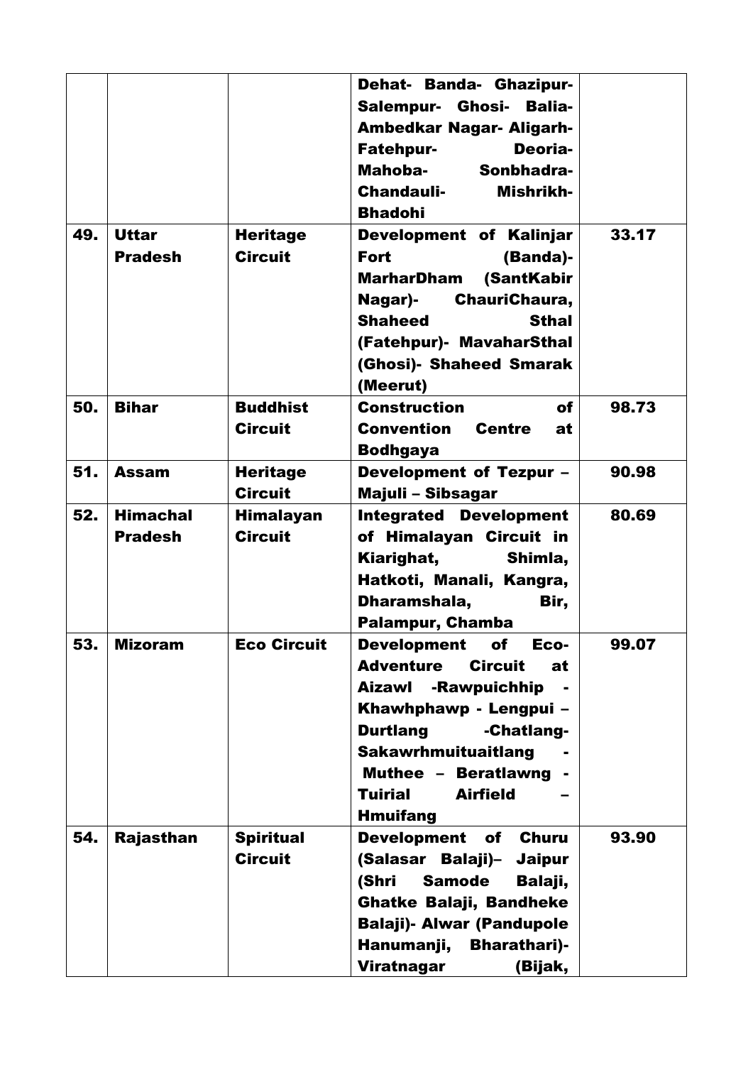| | | | | |
|---|---|---|---|---|
| | | | **Dehat- Banda- Ghazipur- Salempur- Ghosi- Balia- Ambedkar Nagar- Aligarh- Fatehpur- Deoria- Mahoba- Sonbhadra- Chandauli- Mishrikh- Bhadohi** | |
| **49.** | **Uttar Pradesh** | **Heritage Circuit** | **Development of Kalinjar Fort (Banda)- MarharDham (SantKabir Nagar)- ChauriChaura, Shaheed Sthal (Fatehpur)- MavaharSthal (Ghosi)- Shaheed Smarak (Meerut)** | **33.17** |
| **50.** | **Bihar** | **Buddhist Circuit** | **Construction of Convention Centre at Bodhgaya** | **98.73** |
| **51.** | **Assam** | **Heritage Circuit** | **Development of Tezpur – Majuli – Sibsagar** | **90.98** |
| **52.** | **Himachal Pradesh** | **Himalayan Circuit** | **Integrated Development of Himalayan Circuit in Kiarighat, Shimla, Hatkoti, Manali, Kangra, Dharamshala, Bir, Palampur, Chamba** | **80.69** |
| **53.** | **Mizoram** | **Eco Circuit** | **Development of Eco-Adventure Circuit at Aizawl -Rawpuichhip - Khawhphawp - Lengpui – Durtlang -Chatlang- Sakawrhmuituaitlang - Muthee – Beratlawng - Tuirial Airfield – Hmuifang** | **99.07** |
| **54.** | **Rajasthan** | **Spiritual Circuit** | **Development of Churu (Salasar Balaji)– Jaipur (Shri Samode Balaji, Ghatke Balaji, Bandheke Balaji)- Alwar (Pandupole Hanumanji, Bharathari)- Viratnagar (Bijak,** | **93.90** |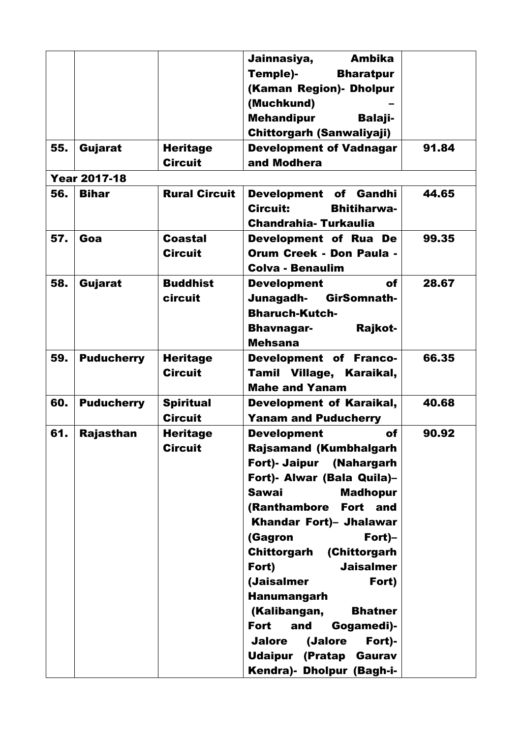| | | | | |
|---|---|---|---|---|
| | | | Jainnasiya, Ambika Temple)- Bharatpur (Kaman Region)- Dholpur (Muchkund) – Mehandipur Balaji- Chittorgarh (Sanwaliyaji) | |
| **55.** | **Gujarat** | **Heritage Circuit** | **Development of Vadnagar and Modhera** | **91.84** |
| **Year 2017-18** | | | | |
| **56.** | **Bihar** | **Rural Circuit** | **Development of Gandhi Circuit: Bhitiharwa-Chandrahia- Turkaulia** | **44.65** |
| **57.** | **Goa** | **Coastal Circuit** | **Development of Rua De Orum Creek - Don Paula - Colva - Benaulim** | **99.35** |
| **58.** | **Gujarat** | **Buddhist circuit** | **Development of Junagadh- GirSomnath-Bharuch-Kutch-Bhavnagar- Rajkot-Mehsana** | **28.67** |
| **59.** | **Puducherry** | **Heritage Circuit** | **Development of Franco-Tamil Village, Karaikal, Mahe and Yanam** | **66.35** |
| **60.** | **Puducherry** | **Spiritual Circuit** | **Development of Karaikal, Yanam and Puducherry** | **40.68** |
| **61.** | **Rajasthan** | **Heritage Circuit** | **Development of Rajsamand (Kumbhalgarh Fort)- Jaipur (Nahargarh Fort)- Alwar (Bala Quila)– Sawai Madhopur (Ranthambore Fort and Khandar Fort)– Jhalawar (Gagron Fort)– Chittorgarh (Chittorgarh Fort) Jaisalmer (Jaisalmer Fort) Hanumangarh (Kalibangan, Bhatner Fort and Gogamedi)- Jalore (Jalore Fort)- Udaipur (Pratap Gaurav Kendra)- Dholpur (Bagh-i-** | **90.92** |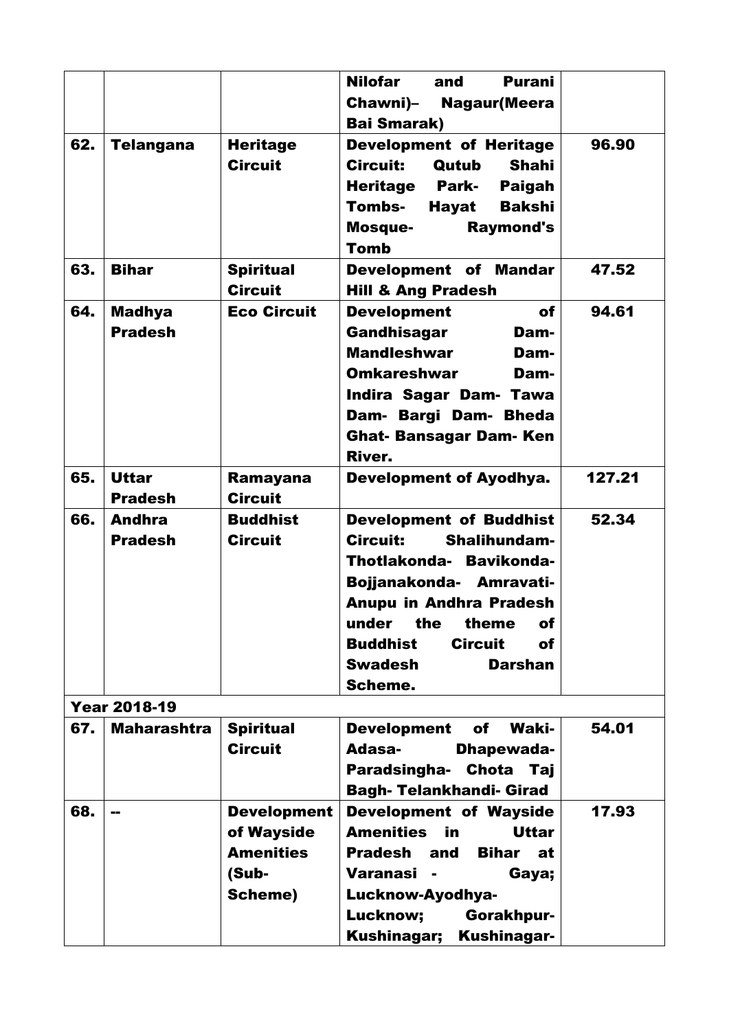| | | | | |
|---|---|---|---|---|
| | | | **Nilofar and Purani Chawni)– Nagaur(Meera Bai Smarak)** | |
| **62.** | **Telangana** | **Heritage Circuit** | **Development of Heritage Circuit: Qutub Shahi Heritage Park- Paigah Tombs- Hayat Bakshi Mosque- Raymond's Tomb** | **96.90** |
| **63.** | **Bihar** | **Spiritual Circuit** | **Development of Mandar Hill & Ang Pradesh** | **47.52** |
| **64.** | **Madhya Pradesh** | **Eco Circuit** | **Development of Gandhisagar Dam- Mandleshwar Dam- Omkareshwar Dam- Indira Sagar Dam- Tawa Dam- Bargi Dam- Bheda Ghat- Bansagar Dam- Ken River.** | **94.61** |
| **65.** | **Uttar Pradesh** | **Ramayana Circuit** | **Development of Ayodhya.** | **127.21** |
| **66.** | **Andhra Pradesh** | **Buddhist Circuit** | **Development of Buddhist Circuit: Shalihundam- Thotlakonda- Bavikonda- Bojjanakonda- Amravati- Anupu in Andhra Pradesh under the theme of Buddhist Circuit of Swadesh Darshan Scheme.** | **52.34** |
| **Year 2018-19** | | | | |
| **67.** | **Maharashtra** | **Spiritual Circuit** | **Development of Waki- Adasa- Dhapewada- Paradsingha- Chota Taj Bagh- Telankhandi- Girad** | **54.01** |
| **68.** | **--** | **Development of Wayside Amenities (Sub-Scheme)** | **Development of Wayside Amenities in Uttar Pradesh and Bihar at Varanasi - Gaya; Lucknow-Ayodhya-Lucknow; Gorakhpur-Kushinagar; Kushinagar-** | **17.93** |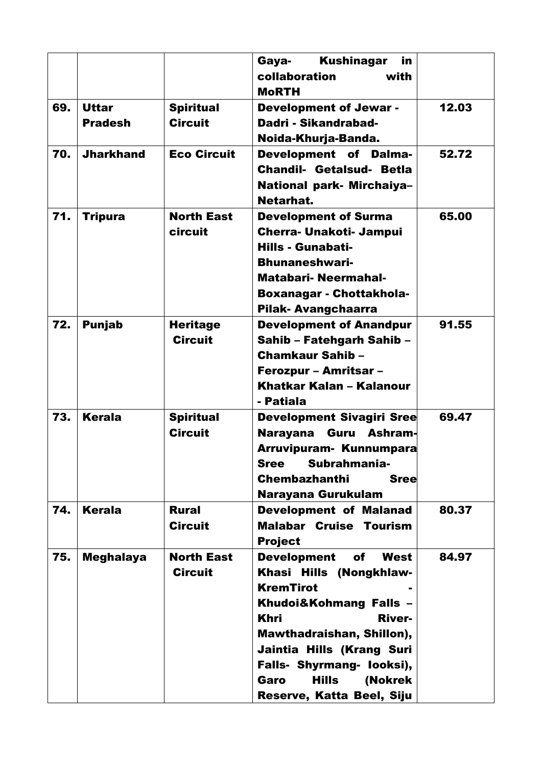| | | | | |
|---|---|---|---|---|
| | | | **Gaya- Kushinagar in collaboration with MoRTH** | |
| **69.** | **Uttar Pradesh** | **Spiritual Circuit** | **Development of Jewar - Dadri - Sikandrabad- Noida-Khurja-Banda.** | **12.03** |
| **70.** | **Jharkhand** | **Eco Circuit** | **Development of Dalma- Chandil- Getalsud- Betla National park- Mirchaiya– Netarhat.** | **52.72** |
| **71.** | **Tripura** | **North East circuit** | **Development of Surma Cherra- Unakoti- Jampui Hills - Gunabati- Bhunaneshwari- Matabari- Neermahal- Boxanagar - Chottakhola- Pilak- Avangchaarra** | **65.00** |
| **72.** | **Punjab** | **Heritage Circuit** | **Development of Anandpur Sahib – Fatehgarh Sahib – Chamkaur Sahib – Ferozpur – Amritsar – Khatkar Kalan – Kalanour - Patiala** | **91.55** |
| **73.** | **Kerala** | **Spiritual Circuit** | **Development Sivagiri Sree Narayana Guru Ashram- Arruvipuram- Kunnumpara Sree Subrahmania- Chembazhanthi Sree Narayana Gurukulam** | **69.47** |
| **74.** | **Kerala** | **Rural Circuit** | **Development of Malanad Malabar Cruise Tourism Project** | **80.37** |
| **75.** | **Meghalaya** | **North East Circuit** | **Development of West Khasi Hills (Nongkhlaw- KremTirot - Khudoi&Kohmang Falls – Khri River- Mawthadraishan, Shillon), Jaintia Hills (Krang Suri Falls- Shyrmang- Iooksi), Garo Hills (Nokrek Reserve, Katta Beel, Siju** | **84.97** |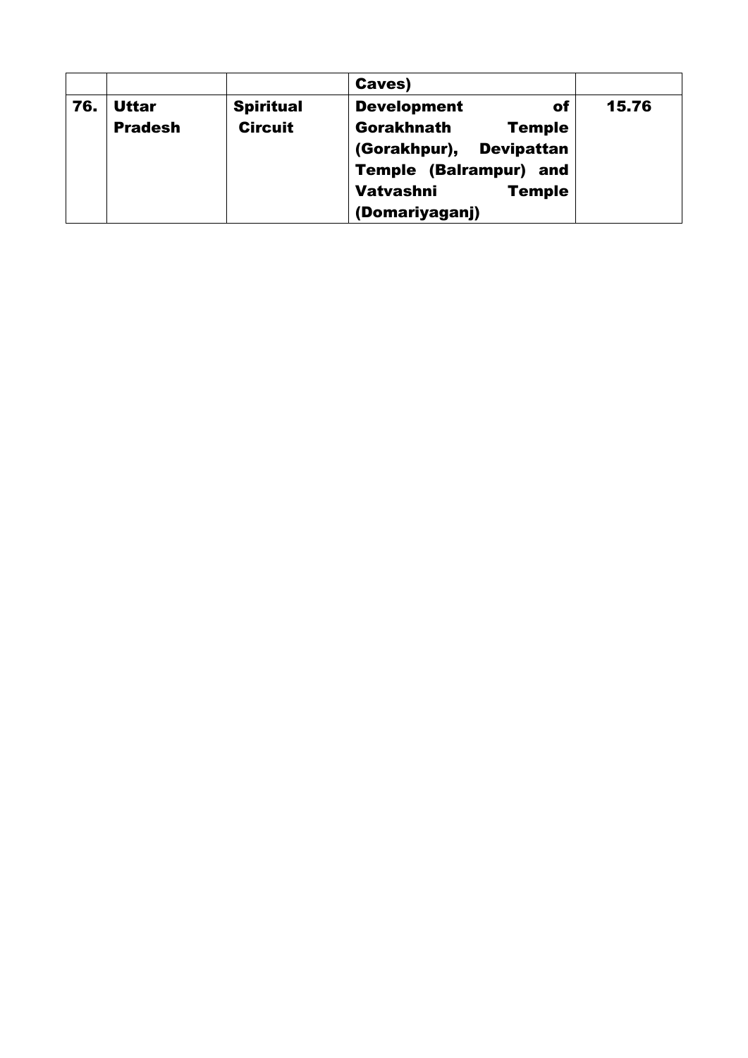| | | | Caves) | |
|---|---|---|---|---|
| **76.** | **Uttar Pradesh** | **Spiritual Circuit** | **Development of Gorakhnath Temple (Gorakhpur), Devipattan Temple (Balrampur) and Vatvashni Temple (Domariyaganj)** | **15.76** |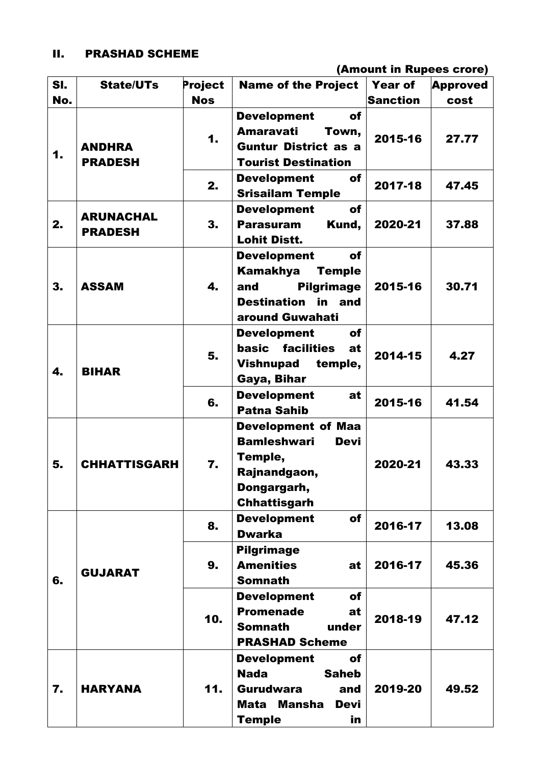## II. PRASHAD SCHEME

(Amount in Rupees crore)

| Sl. No. | State/UTs | Project Nos | Name of the Project | Year of Sanction | Approved cost |
|---|---|---|---|---|---|
| 1. | ANDHRA PRADESH | 1. | Development of Amaravati Town, Guntur District as a Tourist Destination | 2015-16 | 27.77 |
| | | 2. | Development of Srisailam Temple | 2017-18 | 47.45 |
| 2. | ARUNACHAL PRADESH | 3. | Development of Parasuram Kund, Lohit Distt. | 2020-21 | 37.88 |
| 3. | ASSAM | 4. | Development of Kamakhya Temple and Pilgrimage Destination in and around Guwahati | 2015-16 | 30.71 |
| 4. | BIHAR | 5. | Development of basic facilities at Vishnupad temple, Gaya, Bihar | 2014-15 | 4.27 |
| | | 6. | Development at Patna Sahib | 2015-16 | 41.54 |
| 5. | CHHATTISGARH | 7. | Development of Maa Bamleshwari Devi Temple, Rajnandgaon, Dongargarh, Chhattisgarh | 2020-21 | 43.33 |
| 6. | GUJARAT | 8. | Development of Dwarka | 2016-17 | 13.08 |
| | | 9. | Pilgrimage Amenities at Somnath | 2016-17 | 45.36 |
| | | 10. | Development of Promenade at Somnath under PRASHAD Scheme | 2018-19 | 47.12 |
| 7. | HARYANA | 11. | Development of Nada Saheb Gurudwara and Mata Mansha Devi Temple in | 2019-20 | 49.52 |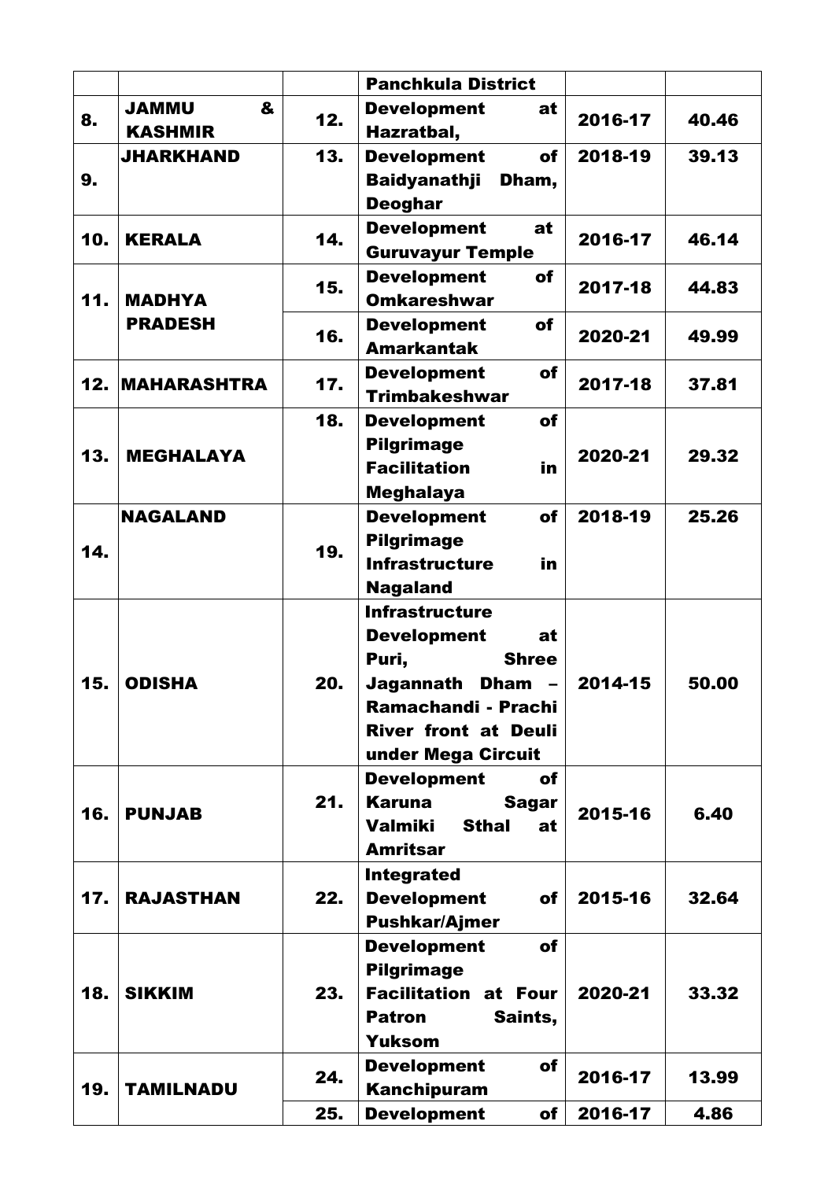| | | | | | |
|---|---|---|---|---|---|
| | | | Panchkula District | | |
| 8. | JAMMU & KASHMIR | 12. | Development at Hazratbal, | 2016-17 | 40.46 |
| 9. | JHARKHAND | 13. | Development of Baidyanathji Dham, Deoghar | 2018-19 | 39.13 |
| 10. | KERALA | 14. | Development at Guruvayur Temple | 2016-17 | 46.14 |
| 11. | MADHYA PRADESH | 15. | Development of Omkareshwar | 2017-18 | 44.83 |
| | | 16. | Development of Amarkantak | 2020-21 | 49.99 |
| 12. | MAHARASHTRA | 17. | Development of Trimbakeshwar | 2017-18 | 37.81 |
| 13. | MEGHALAYA | 18. | Development of Pilgrimage Facilitation in Meghalaya | 2020-21 | 29.32 |
| 14. | NAGALAND | 19. | Development of Pilgrimage Infrastructure in Nagaland | 2018-19 | 25.26 |
| 15. | ODISHA | 20. | Infrastructure Development at Puri, Shree Jagannath Dham – Ramachandi - Prachi River front at Deuli under Mega Circuit | 2014-15 | 50.00 |
| 16. | PUNJAB | 21. | Development of Karuna Sagar Valmiki Sthal at Amritsar | 2015-16 | 6.40 |
| 17. | RAJASTHAN | 22. | Integrated Development of Pushkar/Ajmer | 2015-16 | 32.64 |
| 18. | SIKKIM | 23. | Development of Pilgrimage Facilitation at Four Patron Saints, Yuksom | 2020-21 | 33.32 |
| 19. | TAMILNADU | 24. | Development of Kanchipuram | 2016-17 | 13.99 |
| | | 25. | Development of | 2016-17 | 4.86 |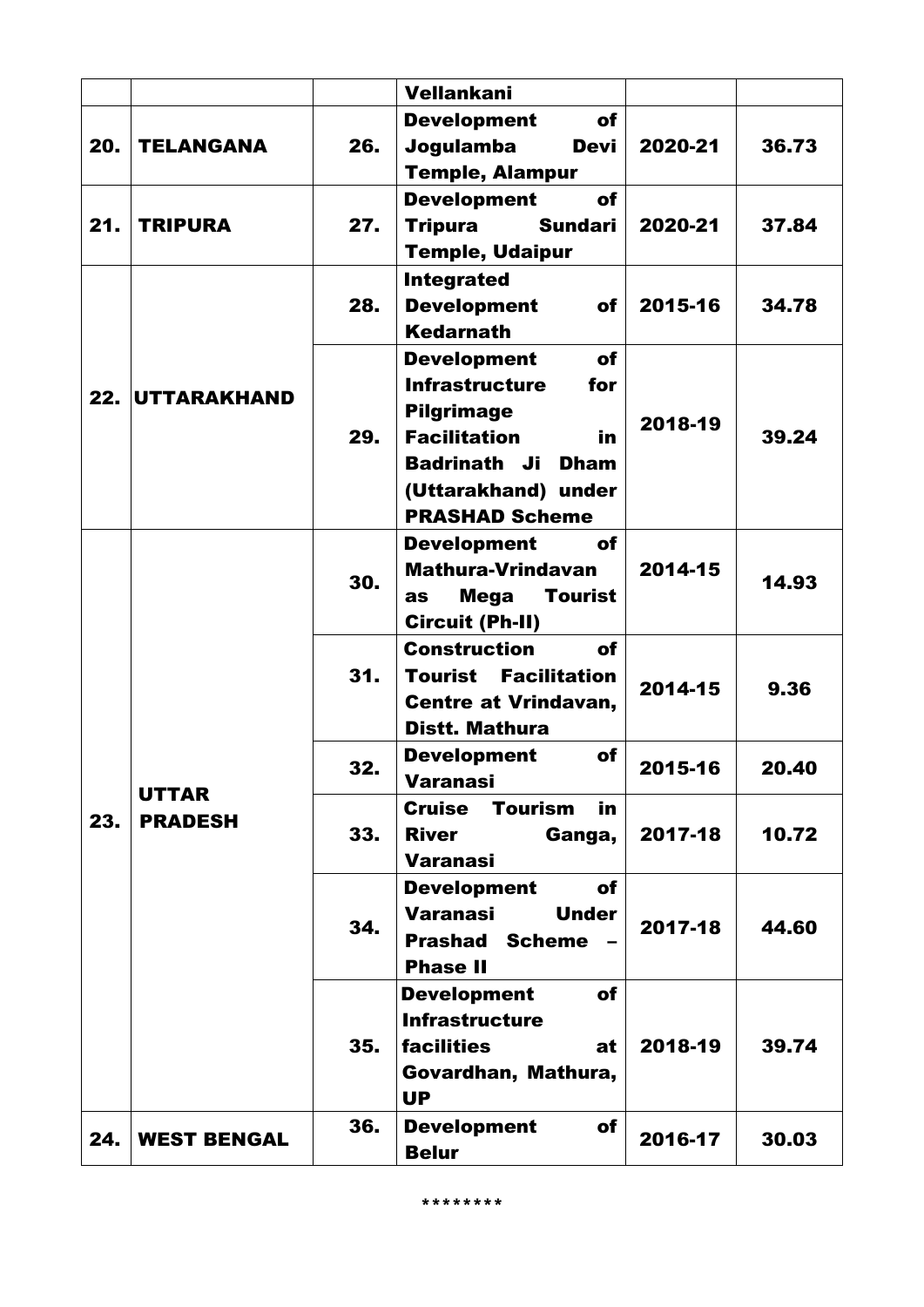| | | | | | |
|---|---|---|---|---|---|
| | | | **Vellankani** | | |
| **20.** | **TELANGANA** | **26.** | **Development of Jogulamba Devi Temple, Alampur** | **2020-21** | **36.73** |
| **21.** | **TRIPURA** | **27.** | **Development of Tripura Sundari Temple, Udaipur** | **2020-21** | **37.84** |
| **22.** | **UTTARAKHAND** | **28.** | **Integrated Development of Kedarnath** | **2015-16** | **34.78** |
| | | **29.** | **Development of Infrastructure for Pilgrimage Facilitation in Badrinath Ji Dham (Uttarakhand) under PRASHAD Scheme** | **2018-19** | **39.24** |
| **23.** | **UTTAR PRADESH** | **30.** | **Development of Mathura-Vrindavan as Mega Tourist Circuit (Ph-II)** | **2014-15** | **14.93** |
| | | **31.** | **Construction of Tourist Facilitation Centre at Vrindavan, Distt. Mathura** | **2014-15** | **9.36** |
| | | **32.** | **Development of Varanasi** | **2015-16** | **20.40** |
| | | **33.** | **Cruise Tourism in River Ganga, Varanasi** | **2017-18** | **10.72** |
| | | **34.** | **Development of Varanasi Under Prashad Scheme – Phase II** | **2017-18** | **44.60** |
| | | **35.** | **Development of Infrastructure facilities at Govardhan, Mathura, UP** | **2018-19** | **39.74** |
| **24.** | **WEST BENGAL** | **36.** | **Development of Belur** | **2016-17** | **30.03** |

********